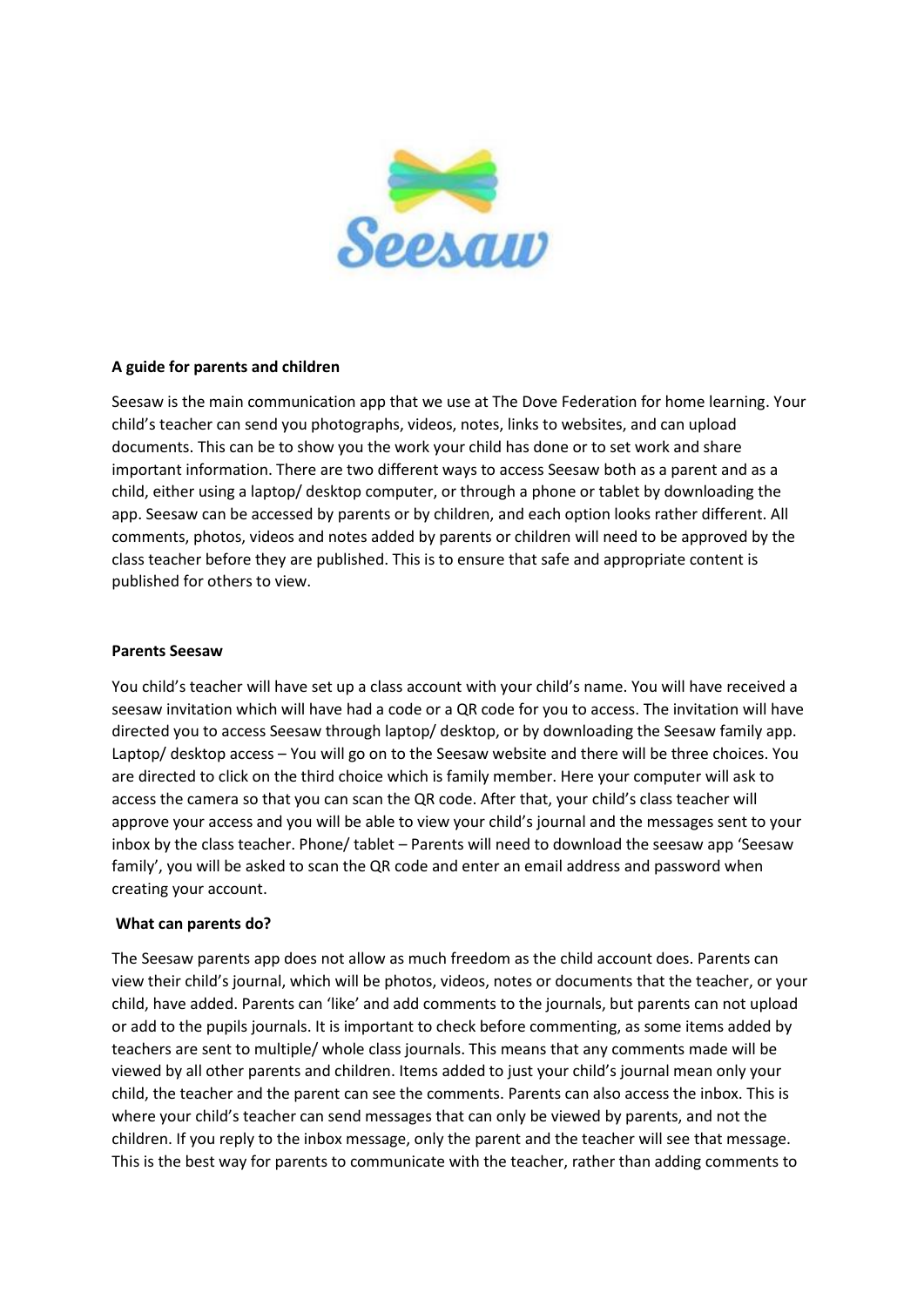**A guide for parents and children**

Seesaw is the main communication app that we use at The Dove Federation for home learning. Your child's teacher can send you photographs, videos, notes, links to websites, and can upload documents. This can be to show you the work your child has done or to set work and share important information. There are two different ways to access Seesaw both as a parent and as a child, either using a laptop/ desktop computer, or through a phone or tablet by downloading the app. Seesaw can be accessed by parents or by children, and each option looks rather different. All comments, photos, videos and notes added by parents or children will need to be approved by the class teacher before they are published. This is to ensure that safe and appropriate content is published for others to view.

**Parents Seesaw**

You child's teacher will have set up a class account with your child's name. You will have received a seesaw invitation which will have had a code or a QR code for you to access. The invitation will have directed you to access Seesaw through laptop/ desktop, or by downloading the Seesaw family app. Laptop/ desktop access – You will go on to the Seesaw website and there will be three choices. You are directed to click on the third choice which is family member. Here your computer will ask to access the camera so that you can scan the QR code. After that, your child's class teacher will approve your access and you will be able to view your child's journal and the messages sent to your inbox by the class teacher. Phone/ tablet – Parents will need to download the seesaw app 'Seesaw family', you will be asked to scan the QR code and enter an email address and password when creating your account.

**What can parents do?**

The Seesaw parents app does not allow as much freedom as the child account does. Parents can view their child's journal, which will be photos, videos, notes or documents that the teacher, or your child, have added. Parents can 'like' and add comments to the journals, but parents can not upload or add to the pupils journals. It is important to check before commenting, as some items added by teachers are sent to multiple/ whole class journals. This means that any comments made will be viewed by all other parents and children. Items added to just your child's journal mean only your child, the teacher and the parent can see the comments. Parents can also access the inbox. This is where your child's teacher can send messages that can only be viewed by parents, and not the children. If you reply to the inbox message, only the parent and the teacher will see that message. This is the best way for parents to communicate with the teacher, rather than adding comments to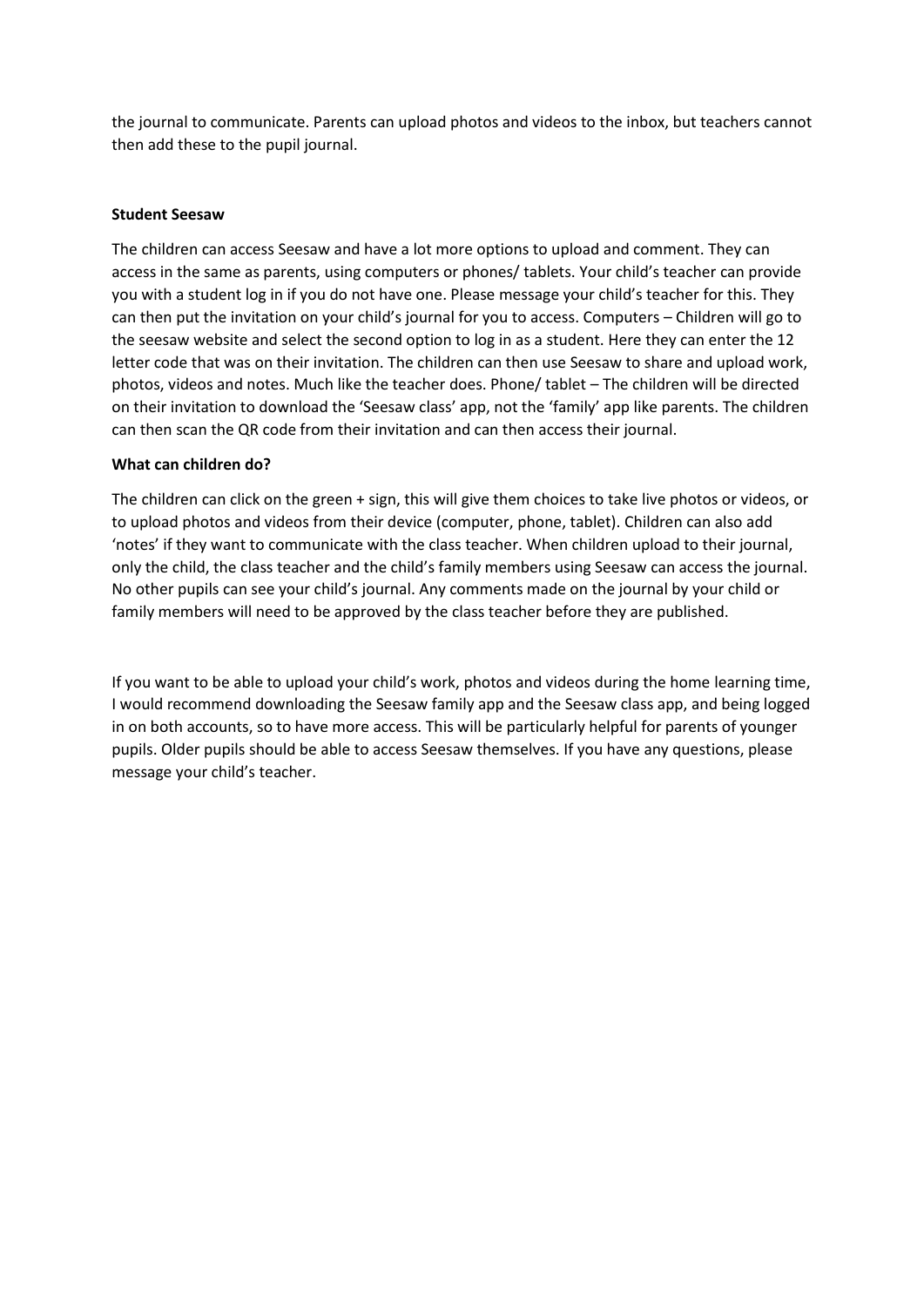the journal to communicate. Parents can upload photos and videos to the inbox, but teachers cannot then add these to the pupil journal.

**Student Seesaw**

The children can access Seesaw and have a lot more options to upload and comment. They can access in the same as parents, using computers or phones/ tablets. Your child's teacher can provide you with a student log in if you do not have one. Please message your child's teacher for this. They can then put the invitation on your child's journal for you to access. Computers – Children will go to the seesaw website and select the second option to log in as a student. Here they can enter the 12 letter code that was on their invitation. The children can then use Seesaw to share and upload work, photos, videos and notes. Much like the teacher does. Phone/ tablet – The children will be directed on their invitation to download the 'Seesaw class' app, not the 'family' app like parents. The children can then scan the QR code from their invitation and can then access their journal.

**What can children do?**

The children can click on the green + sign, this will give them choices to take live photos or videos, or to upload photos and videos from their device (computer, phone, tablet). Children can also add 'notes' if they want to communicate with the class teacher. When children upload to their journal, only the child, the class teacher and the child's family members using Seesaw can access the journal. No other pupils can see your child's journal. Any comments made on the journal by your child or family members will need to be approved by the class teacher before they are published.

If you want to be able to upload your child's work, photos and videos during the home learning time, I would recommend downloading the Seesaw family app and the Seesaw class app, and being logged in on both accounts, so to have more access. This will be particularly helpful for parents of younger pupils. Older pupils should be able to access Seesaw themselves. If you have any questions, please message your child's teacher.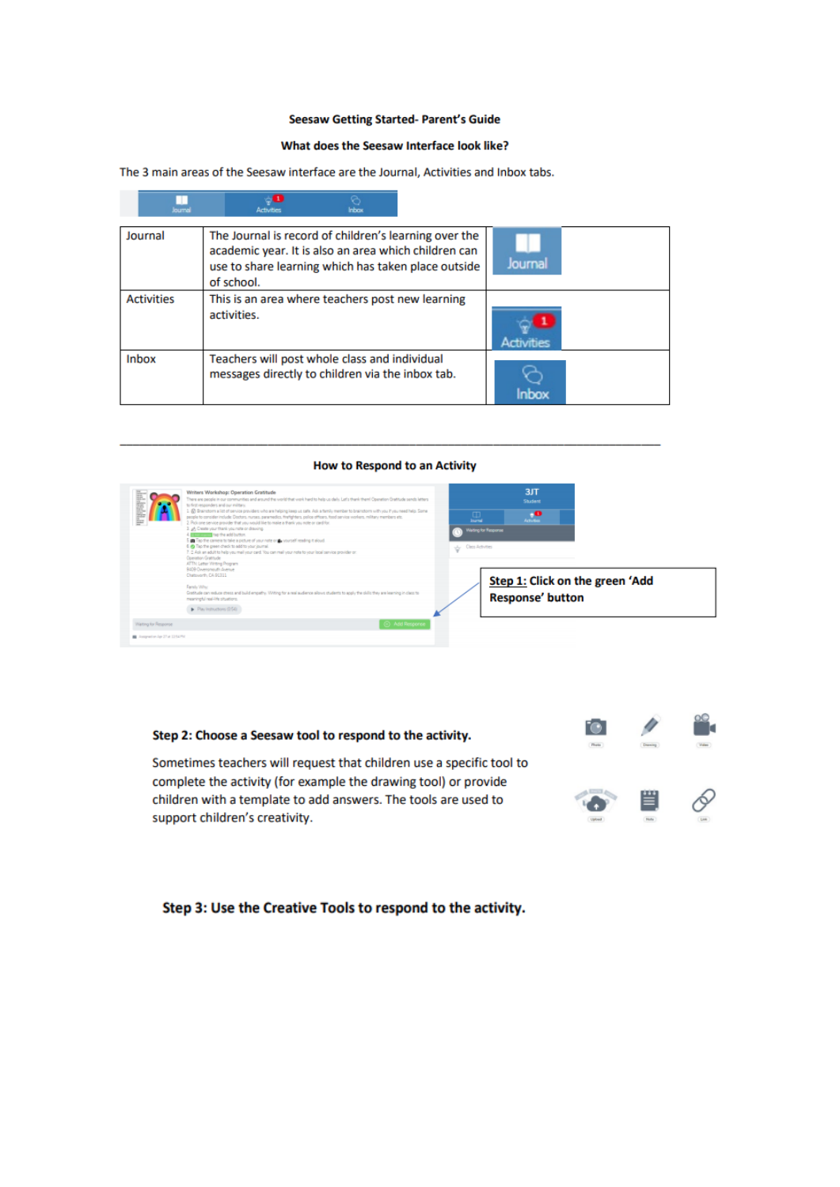**Seesaw Getting Started- Parent's Guide**

**What does the Seesaw Interface look like?**

The 3 main areas of the Seesaw interface are the Journal, Activities and Inbox tabs.

| | | |
|---|---|---|
| Journal | The Journal is record of children's learning over the academic year. It is also an area which children can use to share learning which has taken place outside of school. | Journal |
| Activities | This is an area where teachers post new learning activities. | Activities |
| Inbox | Teachers will post whole class and individual messages directly to children via the inbox tab. | Inbox |

---

**How to Respond to an Activity**

**Step 1: Click on the green 'Add Response' button**

**Step 2: Choose a Seesaw tool to respond to the activity.**

Sometimes teachers will request that children use a specific tool to complete the activity (for example the drawing tool) or provide children with a template to add answers. The tools are used to support children's creativity.

**Step 3: Use the Creative Tools to respond to the activity.**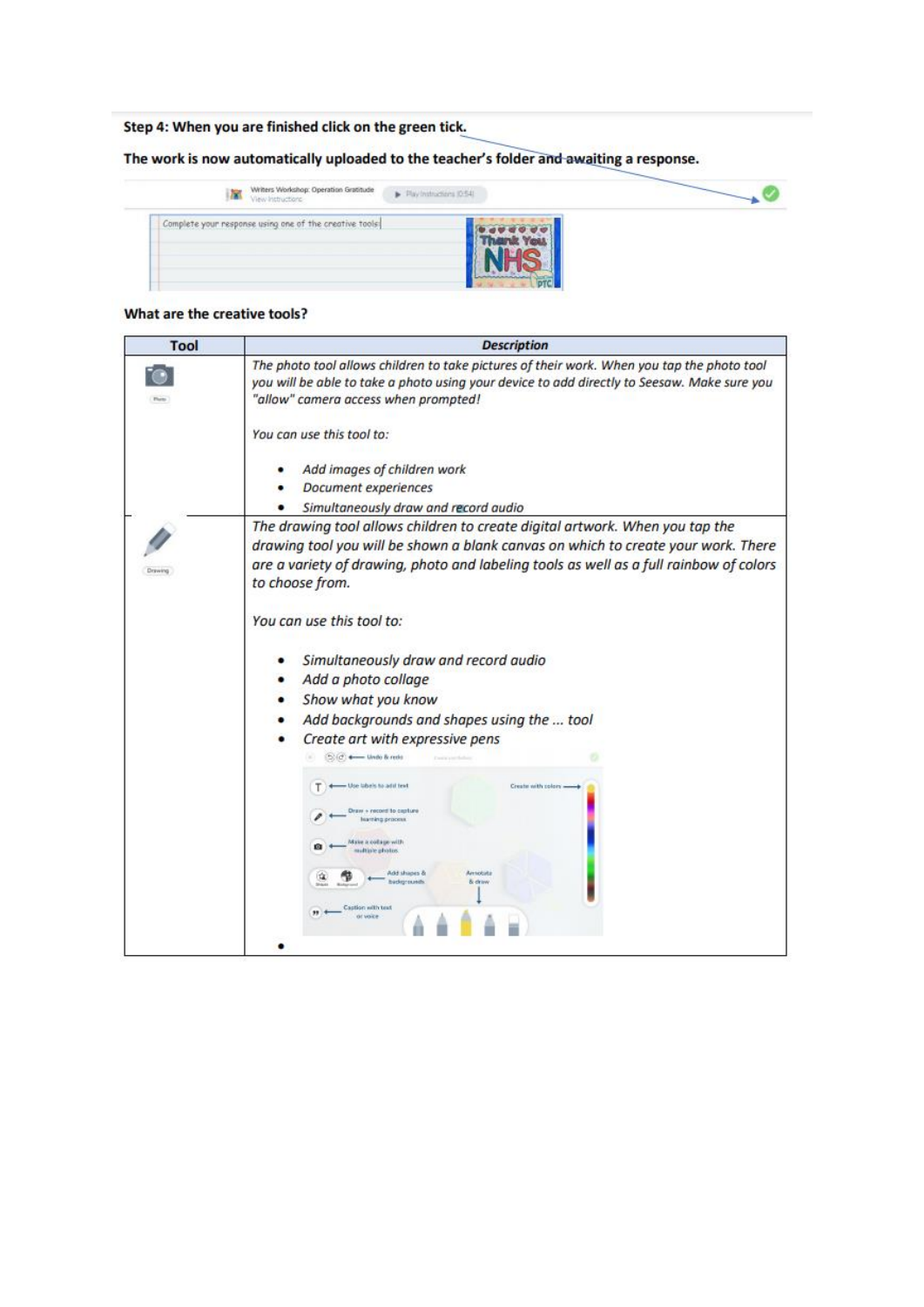**Step 4: When you are finished click on the green tick.**

**The work is now automatically uploaded to the teacher's folder and awaiting a response.**

**What are the creative tools?**

| Tool | *Description* |
|---|---|
| Photo | *The photo tool allows children to take pictures of their work. When you tap the photo tool you will be able to take a photo using your device to add directly to Seesaw. Make sure you "allow" camera access when prompted!*<br><br>*You can use this tool to:*<br><br>• *Add images of children work*<br>• *Document experiences*<br>• *Simultaneously draw and record audio* |
| Drawing | *The drawing tool allows children to create digital artwork. When you tap the drawing tool you will be shown a blank canvas on which to create your work. There are a variety of drawing, photo and labeling tools as well as a full rainbow of colors to choose from.*<br><br>*You can use this tool to:*<br><br>• *Simultaneously draw and record audio*<br>• *Add a photo collage*<br>• *Show what you know*<br>• *Add backgrounds and shapes using the … tool*<br>• *Create art with expressive pens*<br>• |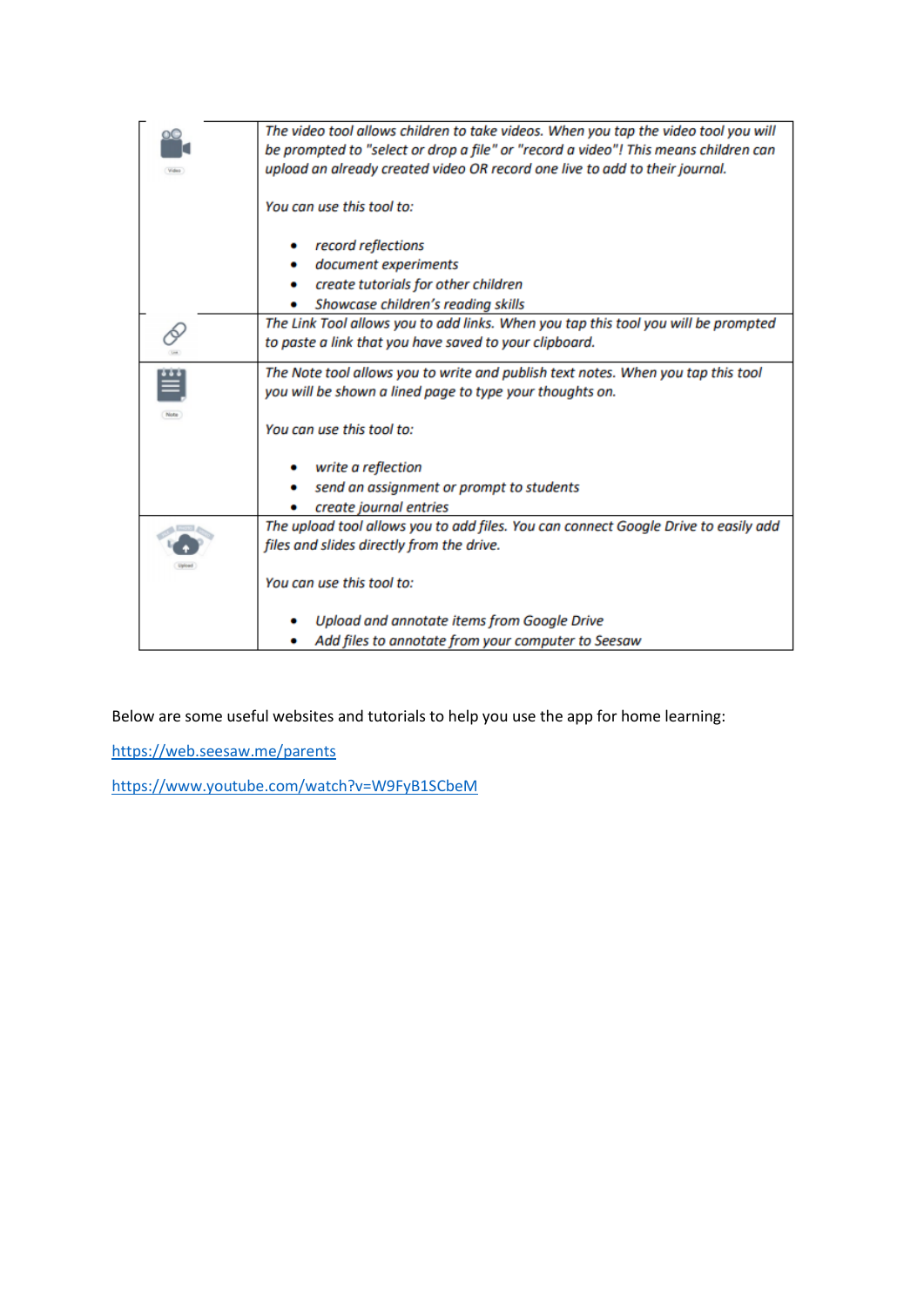| | |
|---|---|
| Video | *The video tool allows children to take videos. When you tap the video tool you will be prompted to "select or drop a file" or "record a video"! This means children can upload an already created video OR record one live to add to their journal.*<br><br>*You can use this tool to:*<br><br>• *record reflections*<br>• *document experiments*<br>• *create tutorials for other children*<br>• *Showcase children's reading skills* |
| Link | *The Link Tool allows you to add links. When you tap this tool you will be prompted to paste a link that you have saved to your clipboard.* |
| Note | *The Note tool allows you to write and publish text notes. When you tap this tool you will be shown a lined page to type your thoughts on.*<br><br>*You can use this tool to:*<br><br>• *write a reflection*<br>• *send an assignment or prompt to students*<br>• *create journal entries* |
| Upload | *The upload tool allows you to add files. You can connect Google Drive to easily add files and slides directly from the drive.*<br><br>*You can use this tool to:*<br><br>• *Upload and annotate items from Google Drive*<br>• *Add files to annotate from your computer to Seesaw* |

Below are some useful websites and tutorials to help you use the app for home learning:

https://web.seesaw.me/parents

https://www.youtube.com/watch?v=W9FyB1SCbeM